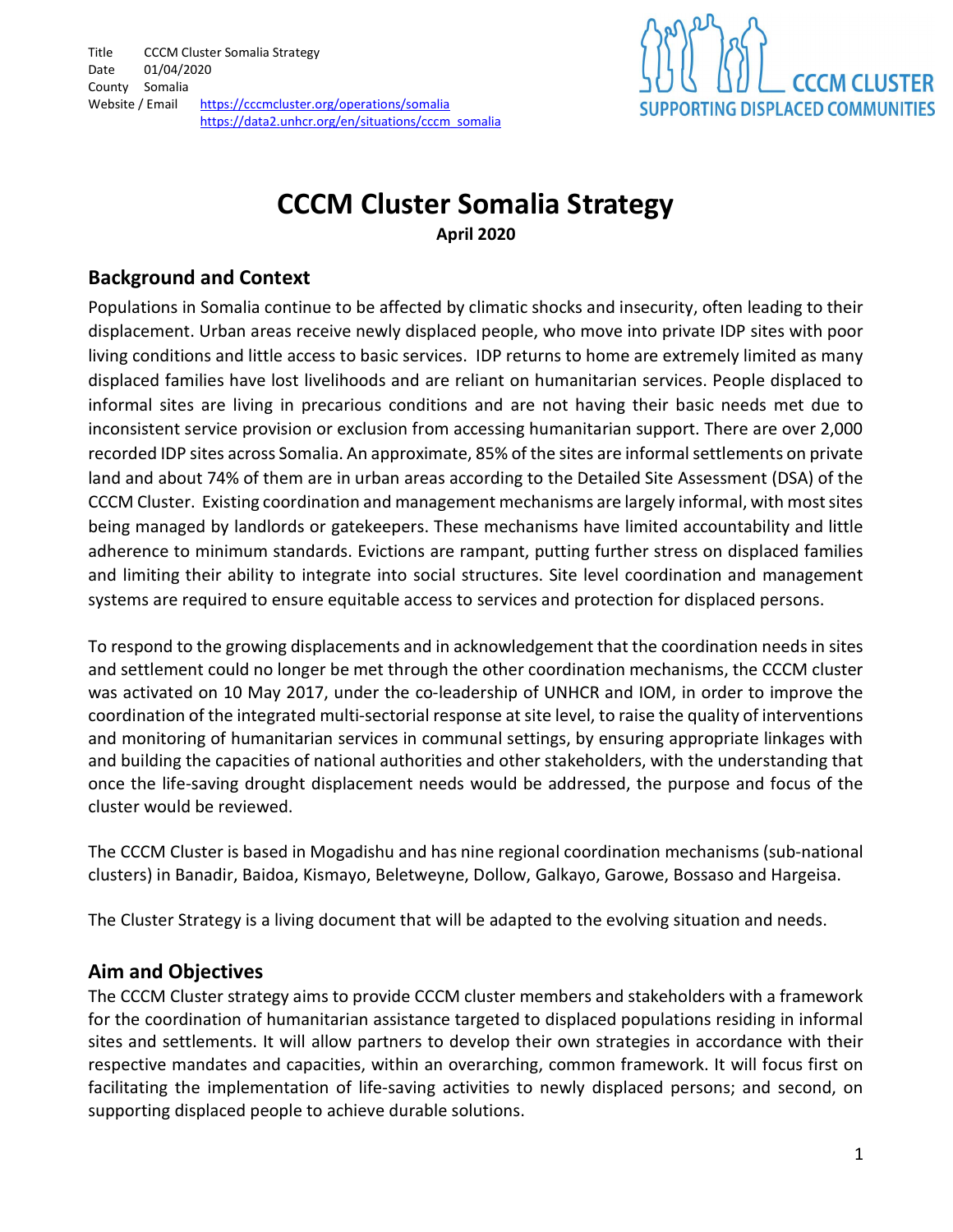| | |
|---|---|
| Title | CCCM Cluster Somalia Strategy |
| Date | 01/04/2020 |
| County | Somalia |
| Website / Email | https://cccmcluster.org/operations/somalia https://data2.unhcr.org/en/situations/cccm_somalia |

# CCCM Cluster Somalia Strategy

**April 2020**

## Background and Context

Populations in Somalia continue to be affected by climatic shocks and insecurity, often leading to their displacement. Urban areas receive newly displaced people, who move into private IDP sites with poor living conditions and little access to basic services. IDP returns to home are extremely limited as many displaced families have lost livelihoods and are reliant on humanitarian services. People displaced to informal sites are living in precarious conditions and are not having their basic needs met due to inconsistent service provision or exclusion from accessing humanitarian support. There are over 2,000 recorded IDP sites across Somalia. An approximate, 85% of the sites are informal settlements on private land and about 74% of them are in urban areas according to the Detailed Site Assessment (DSA) of the CCCM Cluster. Existing coordination and management mechanisms are largely informal, with most sites being managed by landlords or gatekeepers. These mechanisms have limited accountability and little adherence to minimum standards. Evictions are rampant, putting further stress on displaced families and limiting their ability to integrate into social structures. Site level coordination and management systems are required to ensure equitable access to services and protection for displaced persons.

To respond to the growing displacements and in acknowledgement that the coordination needs in sites and settlement could no longer be met through the other coordination mechanisms, the CCCM cluster was activated on 10 May 2017, under the co-leadership of UNHCR and IOM, in order to improve the coordination of the integrated multi-sectorial response at site level, to raise the quality of interventions and monitoring of humanitarian services in communal settings, by ensuring appropriate linkages with and building the capacities of national authorities and other stakeholders, with the understanding that once the life-saving drought displacement needs would be addressed, the purpose and focus of the cluster would be reviewed.

The CCCM Cluster is based in Mogadishu and has nine regional coordination mechanisms (sub-national clusters) in Banadir, Baidoa, Kismayo, Beletweyne, Dollow, Galkayo, Garowe, Bossaso and Hargeisa.

The Cluster Strategy is a living document that will be adapted to the evolving situation and needs.

## Aim and Objectives

The CCCM Cluster strategy aims to provide CCCM cluster members and stakeholders with a framework for the coordination of humanitarian assistance targeted to displaced populations residing in informal sites and settlements. It will allow partners to develop their own strategies in accordance with their respective mandates and capacities, within an overarching, common framework. It will focus first on facilitating the implementation of life-saving activities to newly displaced persons; and second, on supporting displaced people to achieve durable solutions.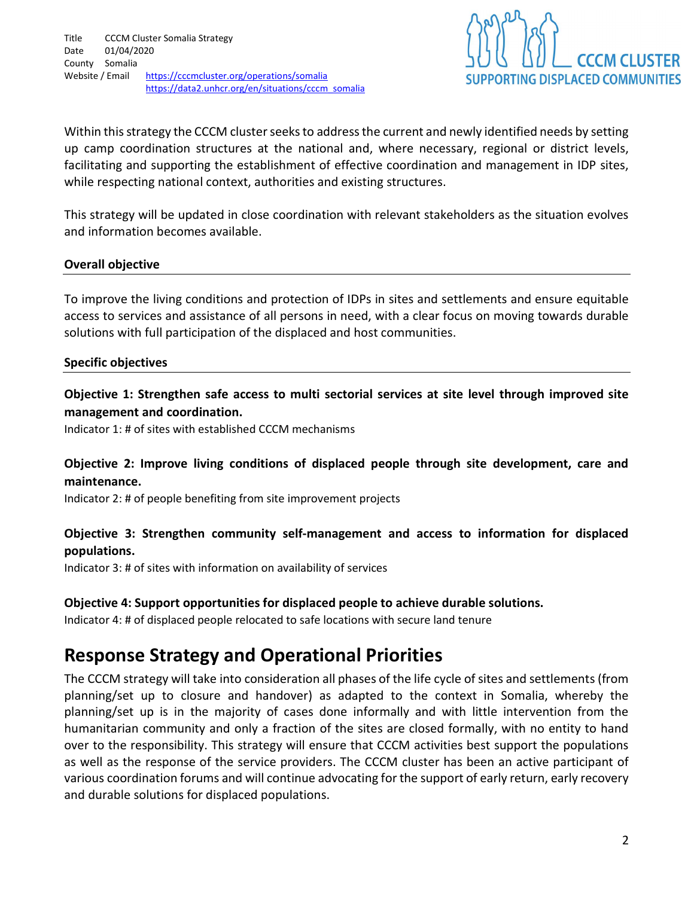Within this strategy the CCCM cluster seeks to address the current and newly identified needs by setting up camp coordination structures at the national and, where necessary, regional or district levels, facilitating and supporting the establishment of effective coordination and management in IDP sites, while respecting national context, authorities and existing structures.

This strategy will be updated in close coordination with relevant stakeholders as the situation evolves and information becomes available.

**Overall objective**

To improve the living conditions and protection of IDPs in sites and settlements and ensure equitable access to services and assistance of all persons in need, with a clear focus on moving towards durable solutions with full participation of the displaced and host communities.

**Specific objectives**

**Objective 1: Strengthen safe access to multi sectorial services at site level through improved site management and coordination.**

Indicator 1: # of sites with established CCCM mechanisms

**Objective 2: Improve living conditions of displaced people through site development, care and maintenance.**

Indicator 2: # of people benefiting from site improvement projects

**Objective 3: Strengthen community self-management and access to information for displaced populations.**

Indicator 3: # of sites with information on availability of services

**Objective 4: Support opportunities for displaced people to achieve durable solutions.**

Indicator 4: # of displaced people relocated to safe locations with secure land tenure

# Response Strategy and Operational Priorities

The CCCM strategy will take into consideration all phases of the life cycle of sites and settlements (from planning/set up to closure and handover) as adapted to the context in Somalia, whereby the planning/set up is in the majority of cases done informally and with little intervention from the humanitarian community and only a fraction of the sites are closed formally, with no entity to hand over to the responsibility. This strategy will ensure that CCCM activities best support the populations as well as the response of the service providers. The CCCM cluster has been an active participant of various coordination forums and will continue advocating for the support of early return, early recovery and durable solutions for displaced populations.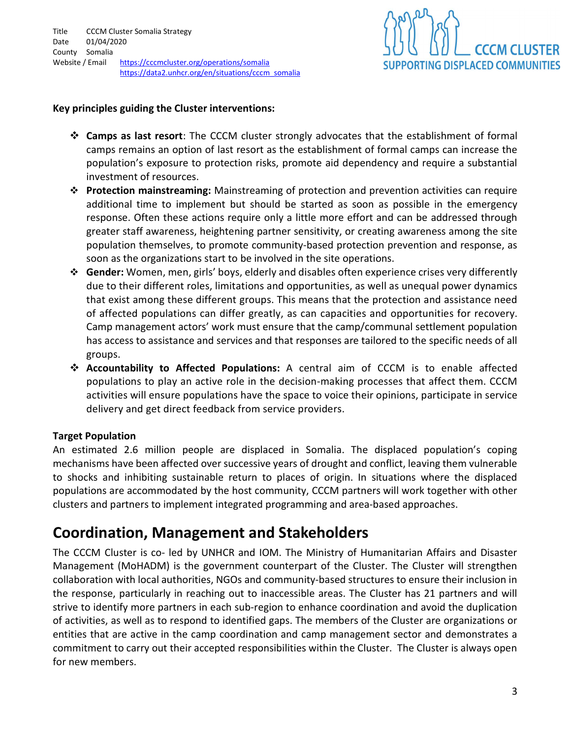**Key principles guiding the Cluster interventions:**

- **Camps as last resort**: The CCCM cluster strongly advocates that the establishment of formal camps remains an option of last resort as the establishment of formal camps can increase the population's exposure to protection risks, promote aid dependency and require a substantial investment of resources.
- **Protection mainstreaming:** Mainstreaming of protection and prevention activities can require additional time to implement but should be started as soon as possible in the emergency response. Often these actions require only a little more effort and can be addressed through greater staff awareness, heightening partner sensitivity, or creating awareness among the site population themselves, to promote community-based protection prevention and response, as soon as the organizations start to be involved in the site operations.
- **Gender:** Women, men, girls' boys, elderly and disables often experience crises very differently due to their different roles, limitations and opportunities, as well as unequal power dynamics that exist among these different groups. This means that the protection and assistance need of affected populations can differ greatly, as can capacities and opportunities for recovery. Camp management actors' work must ensure that the camp/communal settlement population has access to assistance and services and that responses are tailored to the specific needs of all groups.
- **Accountability to Affected Populations:** A central aim of CCCM is to enable affected populations to play an active role in the decision-making processes that affect them. CCCM activities will ensure populations have the space to voice their opinions, participate in service delivery and get direct feedback from service providers.

**Target Population**

An estimated 2.6 million people are displaced in Somalia. The displaced population's coping mechanisms have been affected over successive years of drought and conflict, leaving them vulnerable to shocks and inhibiting sustainable return to places of origin. In situations where the displaced populations are accommodated by the host community, CCCM partners will work together with other clusters and partners to implement integrated programming and area-based approaches.

# Coordination, Management and Stakeholders

The CCCM Cluster is co- led by UNHCR and IOM. The Ministry of Humanitarian Affairs and Disaster Management (MoHADM) is the government counterpart of the Cluster. The Cluster will strengthen collaboration with local authorities, NGOs and community-based structures to ensure their inclusion in the response, particularly in reaching out to inaccessible areas. The Cluster has 21 partners and will strive to identify more partners in each sub-region to enhance coordination and avoid the duplication of activities, as well as to respond to identified gaps. The members of the Cluster are organizations or entities that are active in the camp coordination and camp management sector and demonstrates a commitment to carry out their accepted responsibilities within the Cluster. The Cluster is always open for new members.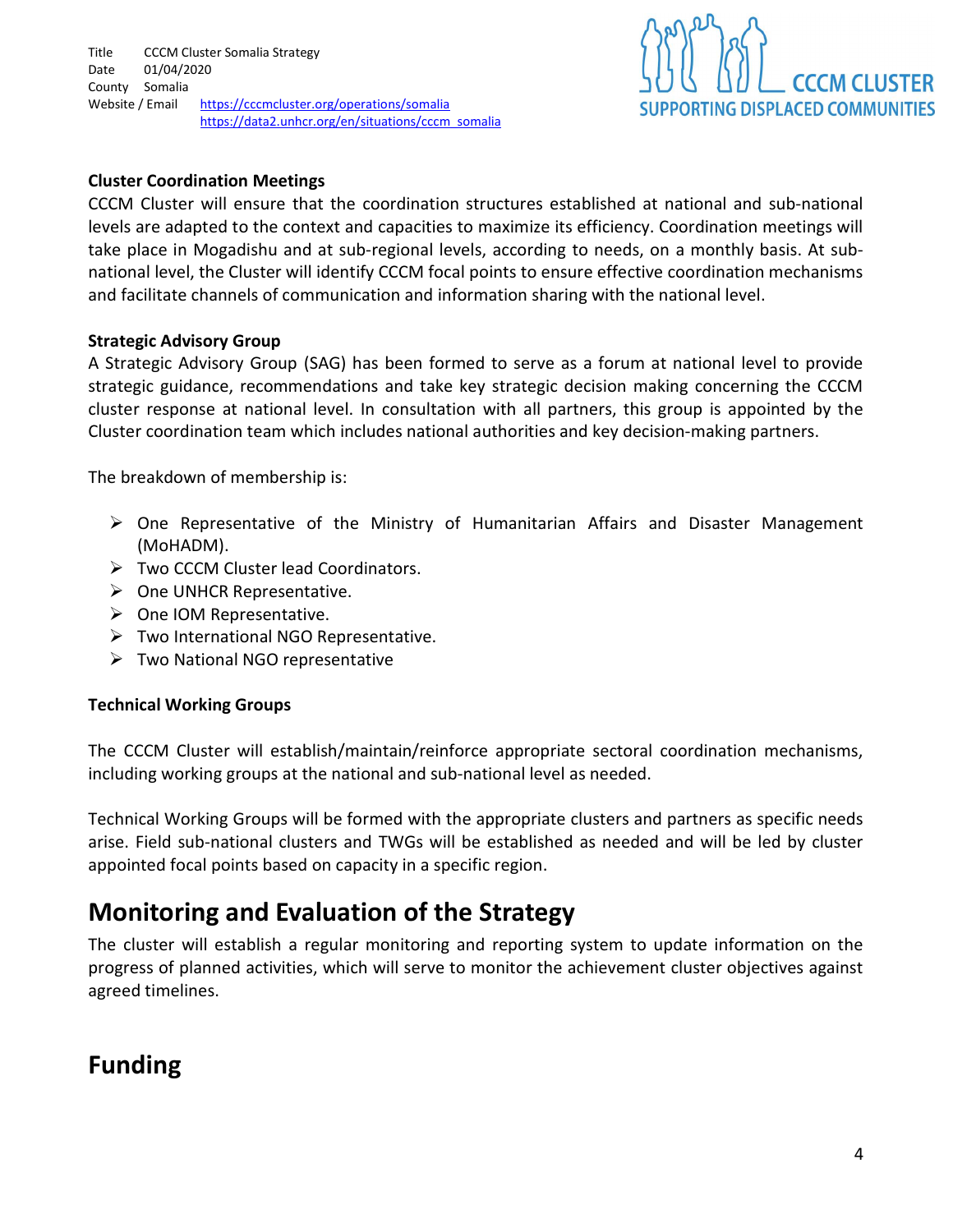### Cluster Coordination Meetings

CCCM Cluster will ensure that the coordination structures established at national and sub-national levels are adapted to the context and capacities to maximize its efficiency. Coordination meetings will take place in Mogadishu and at sub-regional levels, according to needs, on a monthly basis. At sub-national level, the Cluster will identify CCCM focal points to ensure effective coordination mechanisms and facilitate channels of communication and information sharing with the national level.

### Strategic Advisory Group

A Strategic Advisory Group (SAG) has been formed to serve as a forum at national level to provide strategic guidance, recommendations and take key strategic decision making concerning the CCCM cluster response at national level. In consultation with all partners, this group is appointed by the Cluster coordination team which includes national authorities and key decision-making partners.

The breakdown of membership is:

- One Representative of the Ministry of Humanitarian Affairs and Disaster Management (MoHADM).
- Two CCCM Cluster lead Coordinators.
- One UNHCR Representative.
- One IOM Representative.
- Two International NGO Representative.
- Two National NGO representative

### Technical Working Groups

The CCCM Cluster will establish/maintain/reinforce appropriate sectoral coordination mechanisms, including working groups at the national and sub-national level as needed.

Technical Working Groups will be formed with the appropriate clusters and partners as specific needs arise. Field sub-national clusters and TWGs will be established as needed and will be led by cluster appointed focal points based on capacity in a specific region.

## Monitoring and Evaluation of the Strategy

The cluster will establish a regular monitoring and reporting system to update information on the progress of planned activities, which will serve to monitor the achievement cluster objectives against agreed timelines.

## Funding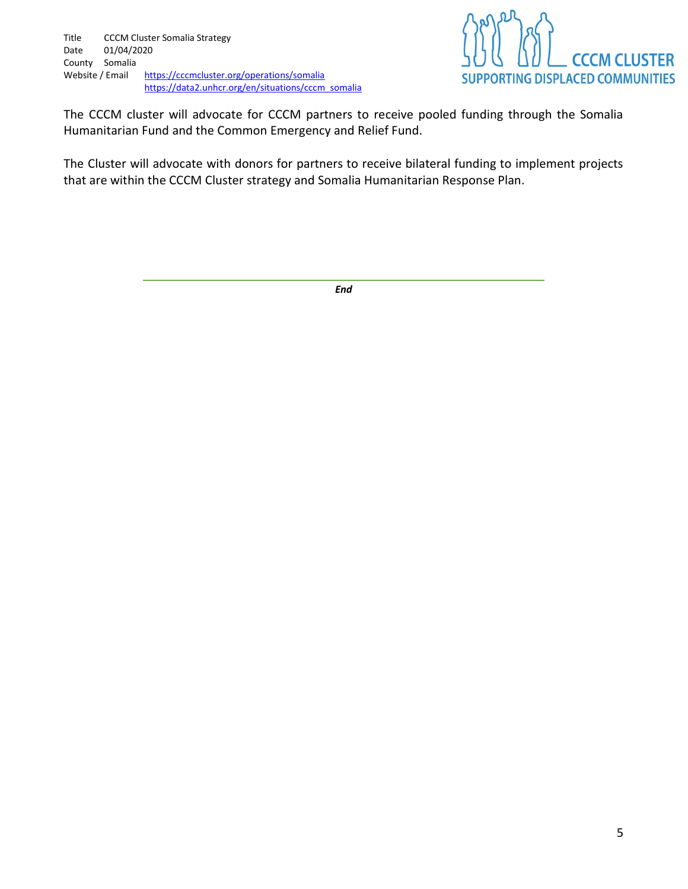The CCCM cluster will advocate for CCCM partners to receive pooled funding through the Somalia Humanitarian Fund and the Common Emergency and Relief Fund.

The Cluster will advocate with donors for partners to receive bilateral funding to implement projects that are within the CCCM Cluster strategy and Somalia Humanitarian Response Plan.

---

***End***